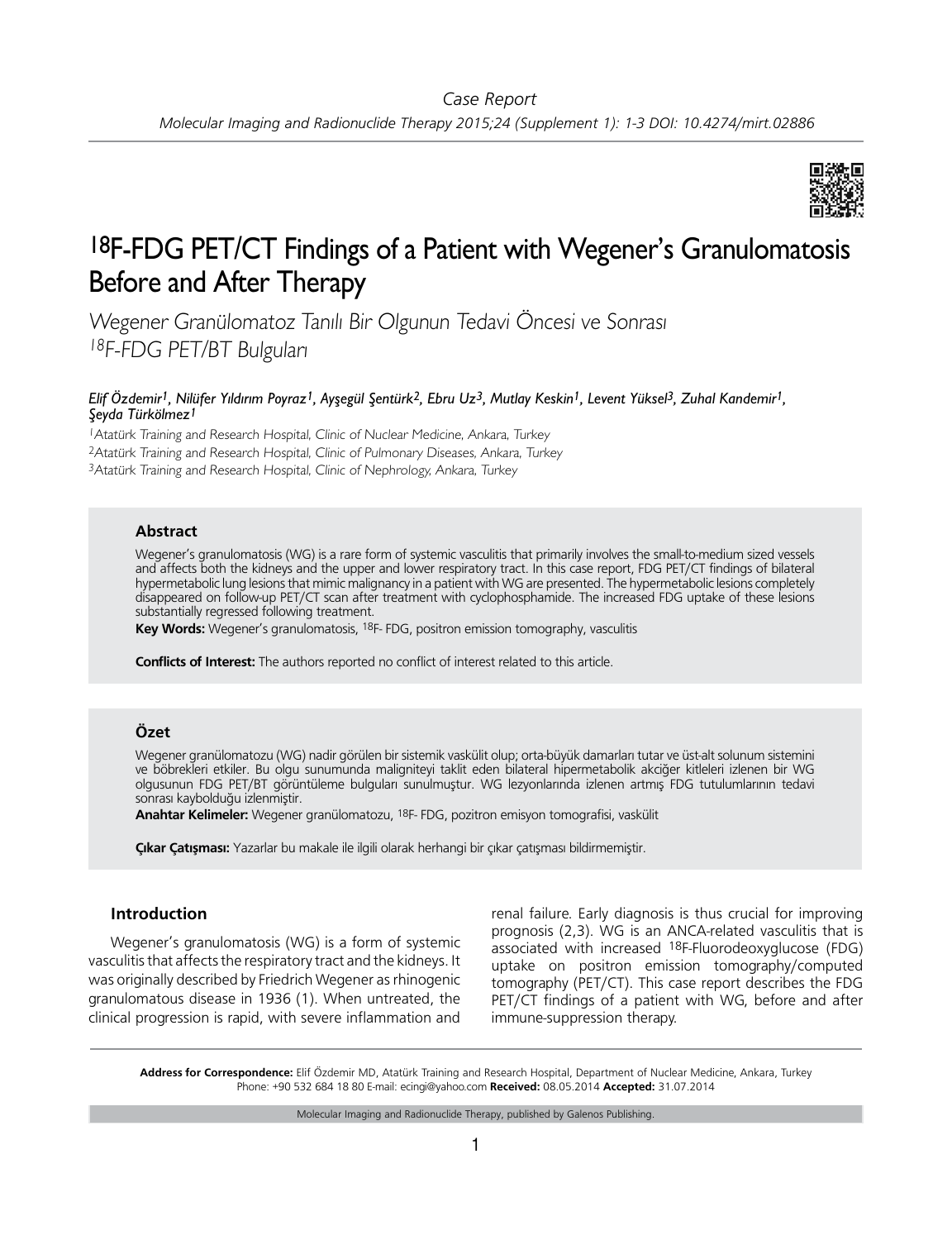Case Report

Molecular Imaging and Radionuclide Therapy 2015;24 (Supplement 1): 1-3 DOI: 10.4274/mirt.02886

# $^{18}$F-FDG PET/CT Findings of a Patient with Wegener's Granulomatosis Before and After Therapy

*Wegener Granülomatoz Tanılı Bir Olgunun Tedavi Öncesi ve Sonrası $^{18}$F-FDG PET/BT Bulguları*

***Elif Özdemir[1], Nilüfer Yıldırım Poyraz[1], Ayşegül Şentürk[2], Ebru Uz[3], Mutlay Keskin[1], Levent Yüksel[3], Zuhal Kandemir[1], Şeyda Türkölmez[1]***

*[1]Atatürk Training and Research Hospital, Clinic of Nuclear Medicine, Ankara, Turkey*

*[2]Atatürk Training and Research Hospital, Clinic of Pulmonary Diseases, Ankara, Turkey*

*[3]Atatürk Training and Research Hospital, Clinic of Nephrology, Ankara, Turkey*

### Abstract

Wegener's granulomatosis (WG) is a rare form of systemic vasculitis that primarily involves the small-to-medium sized vessels and affects both the kidneys and the upper and lower respiratory tract. In this case report, FDG PET/CT findings of bilateral hypermetabolic lung lesions that mimic malignancy in a patient with WG are presented. The hypermetabolic lesions completely disappeared on follow-up PET/CT scan after treatment with cyclophosphamide. The increased FDG uptake of these lesions substantially regressed following treatment.

**Key Words:** Wegener's granulomatosis, $^{18}$F- FDG, positron emission tomography, vasculitis

**Conflicts of Interest:** The authors reported no conflict of interest related to this article.

### Özet

Wegener granülomatozu (WG) nadir görülen bir sistemik vaskülit olup; orta-büyük damarları tutar ve üst-alt solunum sistemini ve böbrekleri etkiler. Bu olgu sunumunda maligniteyi taklit eden bilateral hipermetabolik akciğer kitleleri izlenen bir WG olgusunun FDG PET/BT görüntüleme bulguları sunulmuştur. WG lezyonlarında izlenen artmış FDG tutulumlarının tedavi sonrası kaybolduğu izlenmiştir.

**Anahtar Kelimeler:** Wegener granülomatozu, $^{18}$F- FDG, pozitron emisyon tomografisi, vaskülit

**Çıkar Çatışması:** Yazarlar bu makale ile ilgili olarak herhangi bir çıkar çatışması bildirmemiştir.

## Introduction

Wegener's granulomatosis (WG) is a form of systemic vasculitis that affects the respiratory tract and the kidneys. It was originally described by Friedrich Wegener as rhinogenic granulomatous disease in 1936 (1). When untreated, the clinical progression is rapid, with severe inflammation and renal failure. Early diagnosis is thus crucial for improving prognosis (2,3). WG is an ANCA-related vasculitis that is associated with increased $^{18}$F-Fluorodeoxyglucose (FDG) uptake on positron emission tomography/computed tomography (PET/CT). This case report describes the FDG PET/CT findings of a patient with WG, before and after immune-suppression therapy.

**Address for Correspondence:** Elif Özdemir MD, Atatürk Training and Research Hospital, Department of Nuclear Medicine, Ankara, Turkey Phone: +90 532 684 18 80 E-mail: ecingi@yahoo.com **Received:** 08.05.2014 **Accepted:** 31.07.2014

Molecular Imaging and Radionuclide Therapy, published by Galenos Publishing.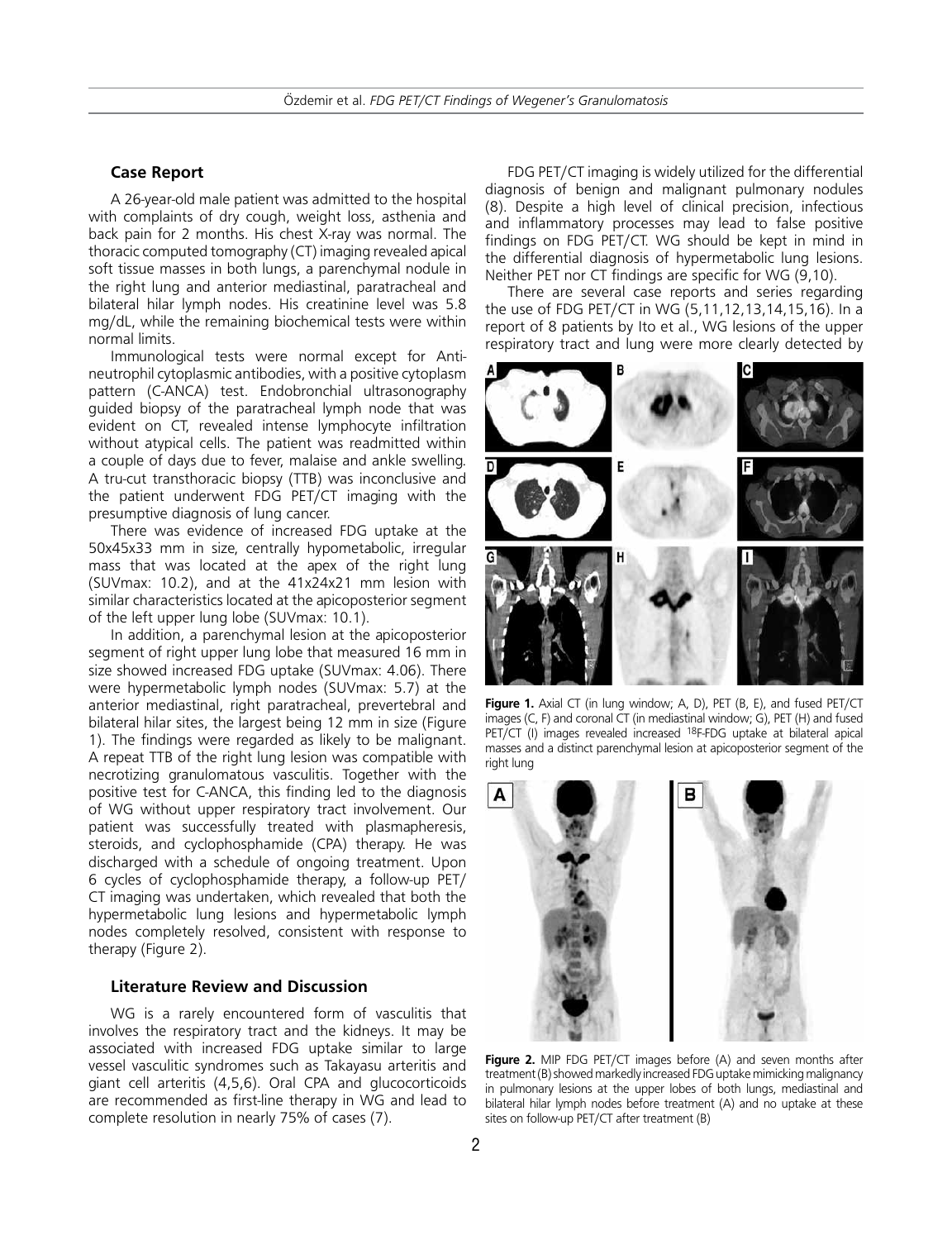## Case Report

A 26-year-old male patient was admitted to the hospital with complaints of dry cough, weight loss, asthenia and back pain for 2 months. His chest X-ray was normal. The thoracic computed tomography (CT) imaging revealed apical soft tissue masses in both lungs, a parenchymal nodule in the right lung and anterior mediastinal, paratracheal and bilateral hilar lymph nodes. His creatinine level was 5.8 mg/dL, while the remaining biochemical tests were within normal limits.

Immunological tests were normal except for Anti-neutrophil cytoplasmic antibodies, with a positive cytoplasm pattern (C-ANCA) test. Endobronchial ultrasonography guided biopsy of the paratracheal lymph node that was evident on CT, revealed intense lymphocyte infiltration without atypical cells. The patient was readmitted within a couple of days due to fever, malaise and ankle swelling. A tru-cut transthoracic biopsy (TTB) was inconclusive and the patient underwent FDG PET/CT imaging with the presumptive diagnosis of lung cancer.

There was evidence of increased FDG uptake at the 50x45x33 mm in size, centrally hypometabolic, irregular mass that was located at the apex of the right lung (SUVmax: 10.2), and at the 41x24x21 mm lesion with similar characteristics located at the apicoposterior segment of the left upper lung lobe (SUVmax: 10.1).

In addition, a parenchymal lesion at the apicoposterior segment of right upper lung lobe that measured 16 mm in size showed increased FDG uptake (SUVmax: 4.06). There were hypermetabolic lymph nodes (SUVmax: 5.7) at the anterior mediastinal, right paratracheal, prevertebral and bilateral hilar sites, the largest being 12 mm in size (Figure 1). The findings were regarded as likely to be malignant. A repeat TTB of the right lung lesion was compatible with necrotizing granulomatous vasculitis. Together with the positive test for C-ANCA, this finding led to the diagnosis of WG without upper respiratory tract involvement. Our patient was successfully treated with plasmapheresis, steroids, and cyclophosphamide (CPA) therapy. He was discharged with a schedule of ongoing treatment. Upon 6 cycles of cyclophosphamide therapy, a follow-up PET/CT imaging was undertaken, which revealed that both the hypermetabolic lung lesions and hypermetabolic lymph nodes completely resolved, consistent with response to therapy (Figure 2).

## Literature Review and Discussion

WG is a rarely encountered form of vasculitis that involves the respiratory tract and the kidneys. It may be associated with increased FDG uptake similar to large vessel vasculitic syndromes such as Takayasu arteritis and giant cell arteritis (4,5,6). Oral CPA and glucocorticoids are recommended as first-line therapy in WG and lead to complete resolution in nearly 75% of cases (7).

FDG PET/CT imaging is widely utilized for the differential diagnosis of benign and malignant pulmonary nodules (8). Despite a high level of clinical precision, infectious and inflammatory processes may lead to false positive findings on FDG PET/CT. WG should be kept in mind in the differential diagnosis of hypermetabolic lung lesions. Neither PET nor CT findings are specific for WG (9,10).

There are several case reports and series regarding the use of FDG PET/CT in WG (5,11,12,13,14,15,16). In a report of 8 patients by Ito et al., WG lesions of the upper respiratory tract and lung were more clearly detected by

**Figure 1.** Axial CT (in lung window; A, D), PET (B, E), and fused PET/CT images (C, F) and coronal CT (in mediastinal window; G), PET (H) and fused PET/CT (I) images revealed increased $^{18}$F-FDG uptake at bilateral apical masses and a distinct parenchymal lesion at apicoposterior segment of the right lung

**Figure 2.** MIP FDG PET/CT images before (A) and seven months after treatment (B) showed markedly increased FDG uptake mimicking malignancy in pulmonary lesions at the upper lobes of both lungs, mediastinal and bilateral hilar lymph nodes before treatment (A) and no uptake at these sites on follow-up PET/CT after treatment (B)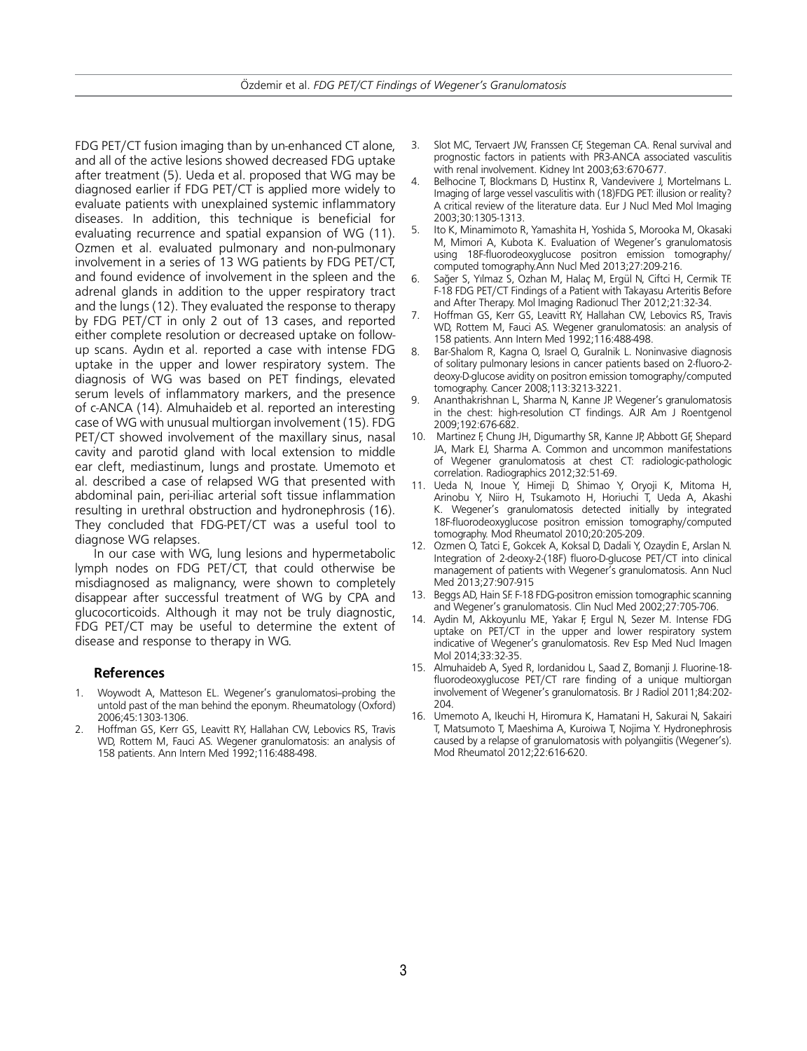FDG PET/CT fusion imaging than by un-enhanced CT alone, and all of the active lesions showed decreased FDG uptake after treatment (5). Ueda et al. proposed that WG may be diagnosed earlier if FDG PET/CT is applied more widely to evaluate patients with unexplained systemic inflammatory diseases. In addition, this technique is beneficial for evaluating recurrence and spatial expansion of WG (11). Ozmen et al. evaluated pulmonary and non-pulmonary involvement in a series of 13 WG patients by FDG PET/CT, and found evidence of involvement in the spleen and the adrenal glands in addition to the upper respiratory tract and the lungs (12). They evaluated the response to therapy by FDG PET/CT in only 2 out of 13 cases, and reported either complete resolution or decreased uptake on follow-up scans. Aydın et al. reported a case with intense FDG uptake in the upper and lower respiratory system. The diagnosis of WG was based on PET findings, elevated serum levels of inflammatory markers, and the presence of c-ANCA (14). Almuhaideb et al. reported an interesting case of WG with unusual multiorgan involvement (15). FDG PET/CT showed involvement of the maxillary sinus, nasal cavity and parotid gland with local extension to middle ear cleft, mediastinum, lungs and prostate. Umemoto et al. described a case of relapsed WG that presented with abdominal pain, peri-iliac arterial soft tissue inflammation resulting in urethral obstruction and hydronephrosis (16). They concluded that FDG-PET/CT was a useful tool to diagnose WG relapses.

In our case with WG, lung lesions and hypermetabolic lymph nodes on FDG PET/CT, that could otherwise be misdiagnosed as malignancy, were shown to completely disappear after successful treatment of WG by CPA and glucocorticoids. Although it may not be truly diagnostic, FDG PET/CT may be useful to determine the extent of disease and response to therapy in WG.

## References

1. Woywodt A, Matteson EL. Wegener's granulomatosi–probing the untold past of the man behind the eponym. Rheumatology (Oxford) 2006;45:1303-1306.
2. Hoffman GS, Kerr GS, Leavitt RY, Hallahan CW, Lebovics RS, Travis WD, Rottem M, Fauci AS. Wegener granulomatosis: an analysis of 158 patients. Ann Intern Med 1992;116:488-498.
3. Slot MC, Tervaert JW, Franssen CF, Stegeman CA. Renal survival and prognostic factors in patients with PR3-ANCA associated vasculitis with renal involvement. Kidney Int 2003;63:670-677.
4. Belhocine T, Blockmans D, Hustinx R, Vandevivere J, Mortelmans L. Imaging of large vessel vasculitis with (18)FDG PET: illusion or reality? A critical review of the literature data. Eur J Nucl Med Mol Imaging 2003;30:1305-1313.
5. Ito K, Minamimoto R, Yamashita H, Yoshida S, Morooka M, Okasaki M, Mimori A, Kubota K. Evaluation of Wegener's granulomatosis using 18F-fluorodeoxyglucose positron emission tomography/computed tomography.Ann Nucl Med 2013;27:209-216.
6. Sağer S, Yılmaz S, Ozhan M, Halaç M, Ergül N, Ciftci H, Cermik TF. F-18 FDG PET/CT Findings of a Patient with Takayasu Arteritis Before and After Therapy. Mol Imaging Radionucl Ther 2012;21:32-34.
7. Hoffman GS, Kerr GS, Leavitt RY, Hallahan CW, Lebovics RS, Travis WD, Rottem M, Fauci AS. Wegener granulomatosis: an analysis of 158 patients. Ann Intern Med 1992;116:488-498.
8. Bar-Shalom R, Kagna O, Israel O, Guralnik L. Noninvasive diagnosis of solitary pulmonary lesions in cancer patients based on 2-fluoro-2-deoxy-D-glucose avidity on positron emission tomography/computed tomography. Cancer 2008;113:3213-3221.
9. Ananthakrishnan L, Sharma N, Kanne JP. Wegener's granulomatosis in the chest: high-resolution CT findings. AJR Am J Roentgenol 2009;192:676-682.
10. Martinez F, Chung JH, Digumarthy SR, Kanne JP, Abbott GF, Shepard JA, Mark EJ, Sharma A. Common and uncommon manifestations of Wegener granulomatosis at chest CT: radiologic-pathologic correlation. Radiographics 2012;32:51-69.
11. Ueda N, Inoue Y, Himeji D, Shimao Y, Oryoji K, Mitoma H, Arinobu Y, Niiro H, Tsukamoto H, Horiuchi T, Ueda A, Akashi K. Wegener's granulomatosis detected initially by integrated 18F-fluorodeoxyglucose positron emission tomography/computed tomography. Mod Rheumatol 2010;20:205-209.
12. Ozmen O, Tatci E, Gokcek A, Koksal D, Dadali Y, Ozaydin E, Arslan N. Integration of 2-deoxy-2-(18F) fluoro-D-glucose PET/CT into clinical management of patients with Wegener's granulomatosis. Ann Nucl Med 2013;27:907-915
13. Beggs AD, Hain SF. F-18 FDG-positron emission tomographic scanning and Wegener's granulomatosis. Clin Nucl Med 2002;27:705-706.
14. Aydin M, Akkoyunlu ME, Yakar F, Ergul N, Sezer M. Intense FDG uptake on PET/CT in the upper and lower respiratory system indicative of Wegener's granulomatosis. Rev Esp Med Nucl Imagen Mol 2014;33:32-35.
15. Almuhaideb A, Syed R, Iordanidou L, Saad Z, Bomanji J. Fluorine-18-fluorodeoxyglucose PET/CT rare finding of a unique multiorgan involvement of Wegener's granulomatosis. Br J Radiol 2011;84:202-204.
16. Umemoto A, Ikeuchi H, Hiromura K, Hamatani H, Sakurai N, Sakairi T, Matsumoto T, Maeshima A, Kuroiwa T, Nojima Y. Hydronephrosis caused by a relapse of granulomatosis with polyangiitis (Wegener's). Mod Rheumatol 2012;22:616-620.